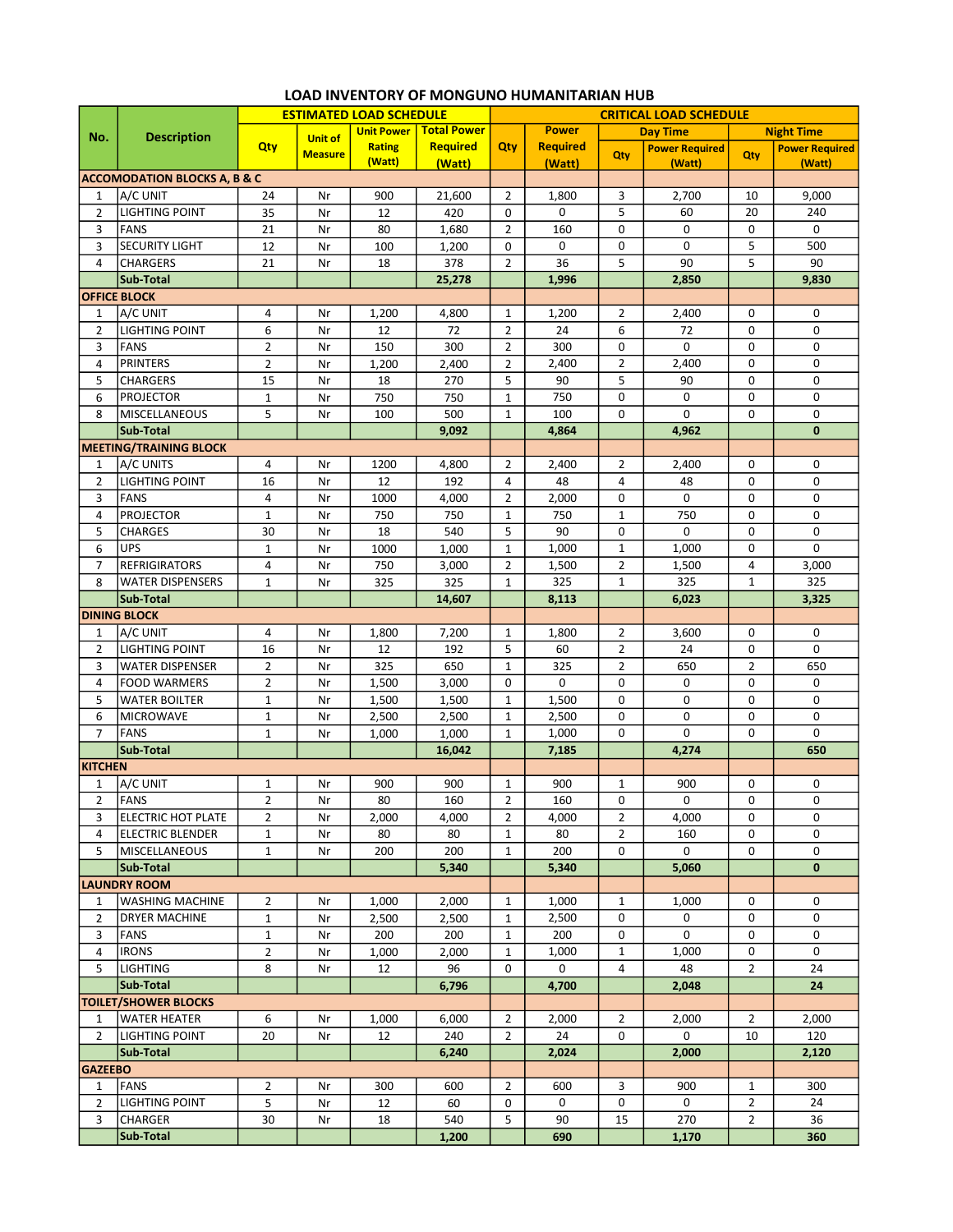# LOAD INVENTORY OF MONGUNO HUMANITARIAN HUB

| No. | Description | ESTIMATED LOAD SCHEDULE | | | | CRITICAL LOAD SCHEDULE | | | | | |
|---|---|---|---|---|---|---|---|---|---|---|---|
| | | Qty | Unit of Measure | Unit Power Rating (Watt) | Total Power Required (Watt) | Qty | Power Required (Watt) | Day Time | | Night Time | |
| | | | | | | | | Qty | Power Required (Watt) | Qty | Power Required (Watt) |
| **ACCOMODATION BLOCKS A, B & C** | | | | | | | | | | | |
| 1 | A/C UNIT | 24 | Nr | 900 | 21,600 | 2 | 1,800 | 3 | 2,700 | 10 | 9,000 |
| 2 | LIGHTING POINT | 35 | Nr | 12 | 420 | 0 | 0 | 5 | 60 | 20 | 240 |
| 3 | FANS | 21 | Nr | 80 | 1,680 | 2 | 160 | 0 | 0 | 0 | 0 |
| 3 | SECURITY LIGHT | 12 | Nr | 100 | 1,200 | 0 | 0 | 0 | 0 | 5 | 500 |
| 4 | CHARGERS | 21 | Nr | 18 | 378 | 2 | 36 | 5 | 90 | 5 | 90 |
| | **Sub-Total** | | | | **25,278** | | **1,996** | | **2,850** | | **9,830** |
| **OFFICE BLOCK** | | | | | | | | | | | |
| 1 | A/C UNIT | 4 | Nr | 1,200 | 4,800 | 1 | 1,200 | 2 | 2,400 | 0 | 0 |
| 2 | LIGHTING POINT | 6 | Nr | 12 | 72 | 2 | 24 | 6 | 72 | 0 | 0 |
| 3 | FANS | 2 | Nr | 150 | 300 | 2 | 300 | 0 | 0 | 0 | 0 |
| 4 | PRINTERS | 2 | Nr | 1,200 | 2,400 | 2 | 2,400 | 2 | 2,400 | 0 | 0 |
| 5 | CHARGERS | 15 | Nr | 18 | 270 | 5 | 90 | 5 | 90 | 0 | 0 |
| 6 | PROJECTOR | 1 | Nr | 750 | 750 | 1 | 750 | 0 | 0 | 0 | 0 |
| 8 | MISCELLANEOUS | 5 | Nr | 100 | 500 | 1 | 100 | 0 | 0 | 0 | 0 |
| | **Sub-Total** | | | | **9,092** | | **4,864** | | **4,962** | | **0** |
| **MEETING/TRAINING BLOCK** | | | | | | | | | | | |
| 1 | A/C UNITS | 4 | Nr | 1200 | 4,800 | 2 | 2,400 | 2 | 2,400 | 0 | 0 |
| 2 | LIGHTING POINT | 16 | Nr | 12 | 192 | 4 | 48 | 4 | 48 | 0 | 0 |
| 3 | FANS | 4 | Nr | 1000 | 4,000 | 2 | 2,000 | 0 | 0 | 0 | 0 |
| 4 | PROJECTOR | 1 | Nr | 750 | 750 | 1 | 750 | 1 | 750 | 0 | 0 |
| 5 | CHARGES | 30 | Nr | 18 | 540 | 5 | 90 | 0 | 0 | 0 | 0 |
| 6 | UPS | 1 | Nr | 1000 | 1,000 | 1 | 1,000 | 1 | 1,000 | 0 | 0 |
| 7 | REFRIGIRATORS | 4 | Nr | 750 | 3,000 | 2 | 1,500 | 2 | 1,500 | 4 | 3,000 |
| 8 | WATER DISPENSERS | 1 | Nr | 325 | 325 | 1 | 325 | 1 | 325 | 1 | 325 |
| | **Sub-Total** | | | | **14,607** | | **8,113** | | **6,023** | | **3,325** |
| **DINING BLOCK** | | | | | | | | | | | |
| 1 | A/C UNIT | 4 | Nr | 1,800 | 7,200 | 1 | 1,800 | 2 | 3,600 | 0 | 0 |
| 2 | LIGHTING POINT | 16 | Nr | 12 | 192 | 5 | 60 | 2 | 24 | 0 | 0 |
| 3 | WATER DISPENSER | 2 | Nr | 325 | 650 | 1 | 325 | 2 | 650 | 2 | 650 |
| 4 | FOOD WARMERS | 2 | Nr | 1,500 | 3,000 | 0 | 0 | 0 | 0 | 0 | 0 |
| 5 | WATER BOILTER | 1 | Nr | 1,500 | 1,500 | 1 | 1,500 | 0 | 0 | 0 | 0 |
| 6 | MICROWAVE | 1 | Nr | 2,500 | 2,500 | 1 | 2,500 | 0 | 0 | 0 | 0 |
| 7 | FANS | 1 | Nr | 1,000 | 1,000 | 1 | 1,000 | 0 | 0 | 0 | 0 |
| | **Sub-Total** | | | | **16,042** | | **7,185** | | **4,274** | | **650** |
| **KITCHEN** | | | | | | | | | | | |
| 1 | A/C UNIT | 1 | Nr | 900 | 900 | 1 | 900 | 1 | 900 | 0 | 0 |
| 2 | FANS | 2 | Nr | 80 | 160 | 2 | 160 | 0 | 0 | 0 | 0 |
| 3 | ELECTRIC HOT PLATE | 2 | Nr | 2,000 | 4,000 | 2 | 4,000 | 2 | 4,000 | 0 | 0 |
| 4 | ELECTRIC BLENDER | 1 | Nr | 80 | 80 | 1 | 80 | 2 | 160 | 0 | 0 |
| 5 | MISCELLANEOUS | 1 | Nr | 200 | 200 | 1 | 200 | 0 | 0 | 0 | 0 |
| | **Sub-Total** | | | | **5,340** | | **5,340** | | **5,060** | | **0** |
| **LAUNDRY ROOM** | | | | | | | | | | | |
| 1 | WASHING MACHINE | 2 | Nr | 1,000 | 2,000 | 1 | 1,000 | 1 | 1,000 | 0 | 0 |
| 2 | DRYER MACHINE | 1 | Nr | 2,500 | 2,500 | 1 | 2,500 | 0 | 0 | 0 | 0 |
| 3 | FANS | 1 | Nr | 200 | 200 | 1 | 200 | 0 | 0 | 0 | 0 |
| 4 | IRONS | 2 | Nr | 1,000 | 2,000 | 1 | 1,000 | 1 | 1,000 | 0 | 0 |
| 5 | LIGHTING | 8 | Nr | 12 | 96 | 0 | 0 | 4 | 48 | 2 | 24 |
| | **Sub-Total** | | | | **6,796** | | **4,700** | | **2,048** | | **24** |
| **TOILET/SHOWER BLOCKS** | | | | | | | | | | | |
| 1 | WATER HEATER | 6 | Nr | 1,000 | 6,000 | 2 | 2,000 | 2 | 2,000 | 2 | 2,000 |
| 2 | LIGHTING POINT | 20 | Nr | 12 | 240 | 2 | 24 | 0 | 0 | 10 | 120 |
| | **Sub-Total** | | | | **6,240** | | **2,024** | | **2,000** | | **2,120** |
| **GAZEEBO** | | | | | | | | | | | |
| 1 | FANS | 2 | Nr | 300 | 600 | 2 | 600 | 3 | 900 | 1 | 300 |
| 2 | LIGHTING POINT | 5 | Nr | 12 | 60 | 0 | 0 | 0 | 0 | 2 | 24 |
| 3 | CHARGER | 30 | Nr | 18 | 540 | 5 | 90 | 15 | 270 | 2 | 36 |
| | **Sub-Total** | | | | **1,200** | | **690** | | **1,170** | | **360** |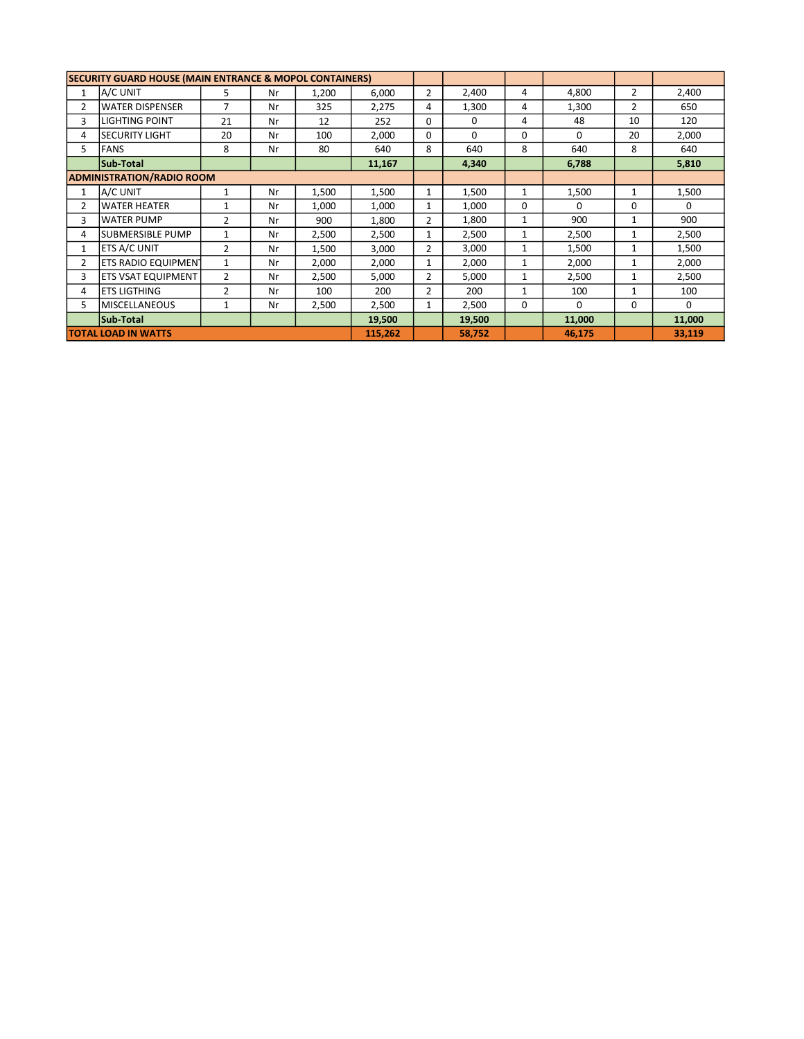| | | | | | | | | | | |
|---|---|---|---|---|---|---|---|---|---|---|
| **SECURITY GUARD HOUSE (MAIN ENTRANCE & MOPOL CONTAINERS)** | | | | | | | | | | |
| 1 | A/C UNIT | 5 | Nr | 1,200 | 6,000 | 2 | 2,400 | 4 | 4,800 | 2 | 2,400 |
| 2 | WATER DISPENSER | 7 | Nr | 325 | 2,275 | 4 | 1,300 | 4 | 1,300 | 2 | 650 |
| 3 | LIGHTING POINT | 21 | Nr | 12 | 252 | 0 | 0 | 4 | 48 | 10 | 120 |
| 4 | SECURITY LIGHT | 20 | Nr | 100 | 2,000 | 0 | 0 | 0 | 0 | 20 | 2,000 |
| 5 | FANS | 8 | Nr | 80 | 640 | 8 | 640 | 8 | 640 | 8 | 640 |
| | **Sub-Total** | | | | **11,167** | | **4,340** | | **6,788** | | **5,810** |
| **ADMINISTRATION/RADIO ROOM** | | | | | | | | | | | |
| 1 | A/C UNIT | 1 | Nr | 1,500 | 1,500 | 1 | 1,500 | 1 | 1,500 | 1 | 1,500 |
| 2 | WATER HEATER | 1 | Nr | 1,000 | 1,000 | 1 | 1,000 | 0 | 0 | 0 | 0 |
| 3 | WATER PUMP | 2 | Nr | 900 | 1,800 | 2 | 1,800 | 1 | 900 | 1 | 900 |
| 4 | SUBMERSIBLE PUMP | 1 | Nr | 2,500 | 2,500 | 1 | 2,500 | 1 | 2,500 | 1 | 2,500 |
| 1 | ETS A/C UNIT | 2 | Nr | 1,500 | 3,000 | 2 | 3,000 | 1 | 1,500 | 1 | 1,500 |
| 2 | ETS RADIO EQUIPMEN | 1 | Nr | 2,000 | 2,000 | 1 | 2,000 | 1 | 2,000 | 1 | 2,000 |
| 3 | ETS VSAT EQUIPMENT | 2 | Nr | 2,500 | 5,000 | 2 | 5,000 | 1 | 2,500 | 1 | 2,500 |
| 4 | ETS LIGTHING | 2 | Nr | 100 | 200 | 2 | 200 | 1 | 100 | 1 | 100 |
| 5 | MISCELLANEOUS | 1 | Nr | 2,500 | 2,500 | 1 | 2,500 | 0 | 0 | 0 | 0 |
| | **Sub-Total** | | | | **19,500** | | **19,500** | | **11,000** | | **11,000** |
| **TOTAL LOAD IN WATTS** | | | | | **115,262** | | **58,752** | | **46,175** | | **33,119** |